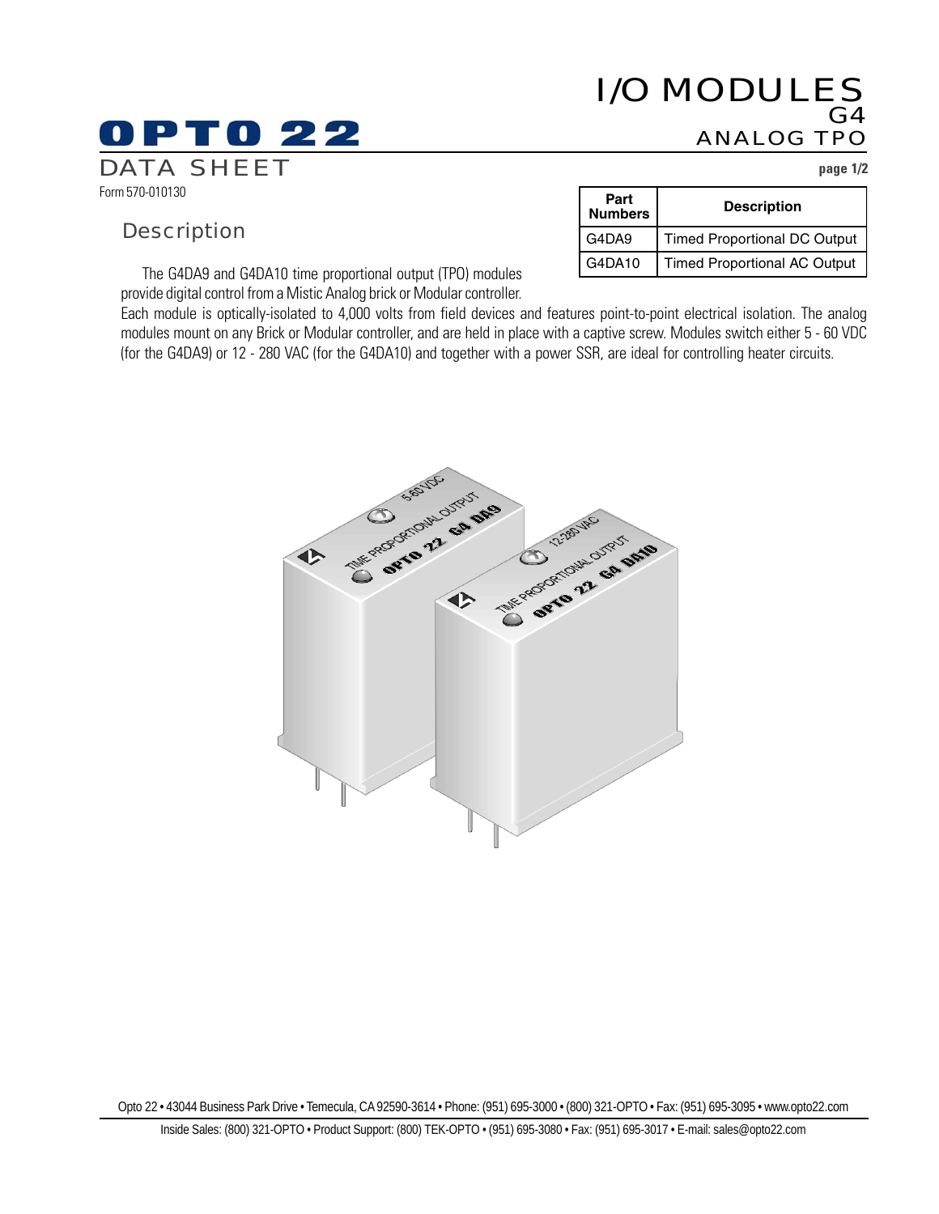# I/O MODULES

## G4

## ANALOG TPO

# OPTO 22

## DATA SHEET

Form 570-010130

| Part Numbers | Description |
|---|---|
| G4DA9 | Timed Proportional DC Output |
| G4DA10 | Timed Proportional AC Output |

## Description

The G4DA9 and G4DA10 time proportional output (TPO) modules provide digital control from a Mistic Analog brick or Modular controller. Each module is optically-isolated to 4,000 volts from field devices and features point-to-point electrical isolation. The analog modules mount on any Brick or Modular controller, and are held in place with a captive screw. Modules switch either 5 - 60 VDC (for the G4DA9) or 12 - 280 VAC (for the G4DA10) and together with a power SSR, are ideal for controlling heater circuits.

Opto 22 • 43044 Business Park Drive • Temecula, CA 92590-3614 • Phone: (951) 695-3000 • (800) 321-OPTO • Fax: (951) 695-3095 • www.opto22.com

Inside Sales: (800) 321-OPTO • Product Support: (800) TEK-OPTO • (951) 695-3080 • Fax: (951) 695-3017 • E-mail: sales@opto22.com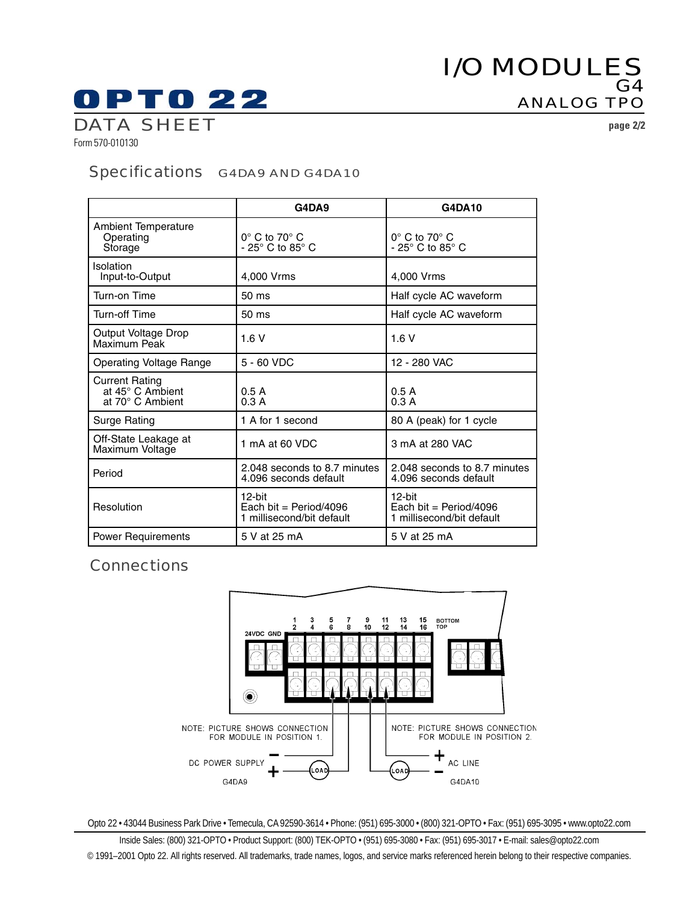## Specifications G4DA9 AND G4DA10

| | G4DA9 | G4DA10 |
|---|---|---|
| Ambient Temperature<br>Operating<br>Storage | 0° C to 70° C<br>- 25° C to 85° C | 0° C to 70° C<br>- 25° C to 85° C |
| Isolation<br>Input-to-Output | 4,000 Vrms | 4,000 Vrms |
| Turn-on Time | 50 ms | Half cycle AC waveform |
| Turn-off Time | 50 ms | Half cycle AC waveform |
| Output Voltage Drop<br>Maximum Peak | 1.6 V | 1.6 V |
| Operating Voltage Range | 5 - 60 VDC | 12 - 280 VAC |
| Current Rating<br>at 45° C Ambient<br>at 70° C Ambient | 0.5 A<br>0.3 A | 0.5 A<br>0.3 A |
| Surge Rating | 1 A for 1 second | 80 A (peak) for 1 cycle |
| Off-State Leakage at<br>Maximum Voltage | 1 mA at 60 VDC | 3 mA at 280 VAC |
| Period | 2.048 seconds to 8.7 minutes<br>4.096 seconds default | 2.048 seconds to 8.7 minutes<br>4.096 seconds default |
| Resolution | 12-bit<br>Each bit = Period/4096<br>1 millisecond/bit default | 12-bit<br>Each bit = Period/4096<br>1 millisecond/bit default |
| Power Requirements | 5 V at 25 mA | 5 V at 25 mA |

## Connections

24VDC GND

1 2 3 4 5 6 7 8 9 10 11 12 13 14 15 16 BOTTOM TOP

NOTE: PICTURE SHOWS CONNECTION FOR MODULE IN POSITION 1.

NOTE: PICTURE SHOWS CONNECTION FOR MODULE IN POSITION 2.

DC POWER SUPPLY − + LOAD

G4DA9

LOAD + − AC LINE

G4DA10

Opto 22 • 43044 Business Park Drive • Temecula, CA 92590-3614 • Phone: (951) 695-3000 • (800) 321-OPTO • Fax: (951) 695-3095 • www.opto22.com

Inside Sales: (800) 321-OPTO • Product Support: (800) TEK-OPTO • (951) 695-3080 • Fax: (951) 695-3017 • E-mail: sales@opto22.com

© 1991–2001 Opto 22. All rights reserved. All trademarks, trade names, logos, and service marks referenced herein belong to their respective companies.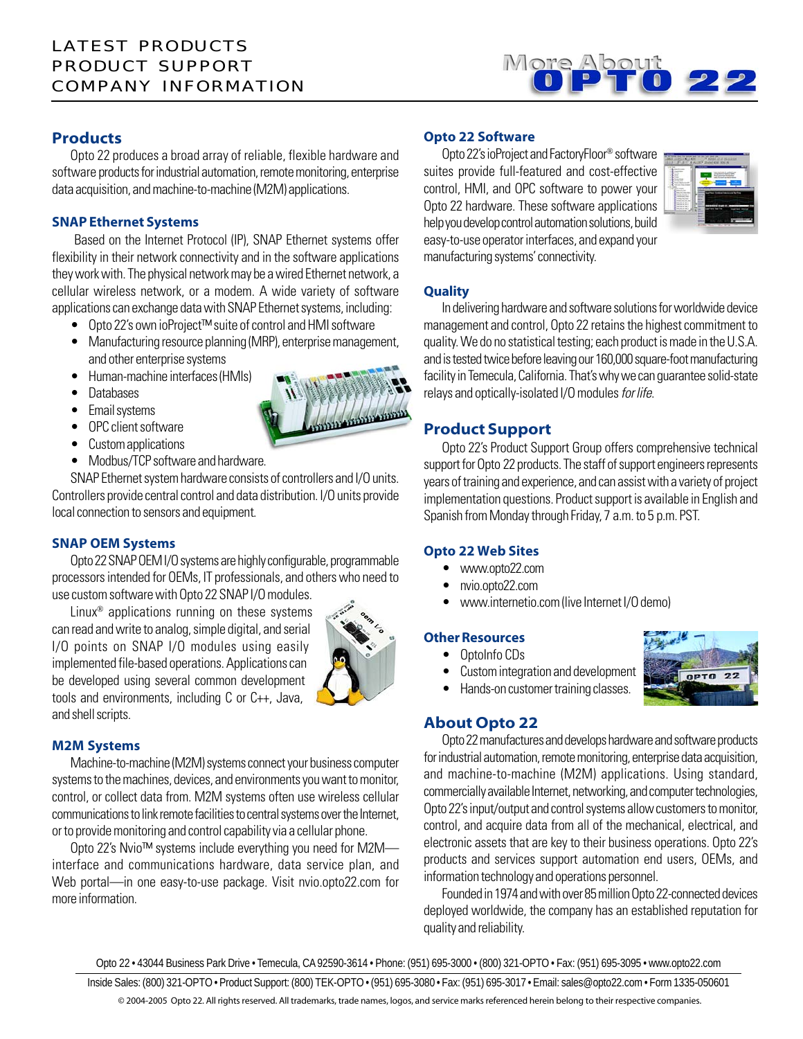LATEST PRODUCTS
PRODUCT SUPPORT
COMPANY INFORMATION

More About OPTO 22

## Products

Opto 22 produces a broad array of reliable, flexible hardware and software products for industrial automation, remote monitoring, enterprise data acquisition, and machine-to-machine (M2M) applications.

### SNAP Ethernet Systems

Based on the Internet Protocol (IP), SNAP Ethernet systems offer flexibility in their network connectivity and in the software applications they work with. The physical network may be a wired Ethernet network, a cellular wireless network, or a modem. A wide variety of software applications can exchange data with SNAP Ethernet systems, including:

- Opto 22's own ioProject™ suite of control and HMI software
- Manufacturing resource planning (MRP), enterprise management, and other enterprise systems
- Human-machine interfaces (HMIs)
- Databases
- Email systems
- OPC client software
- Custom applications
- Modbus/TCP software and hardware.

SNAP Ethernet system hardware consists of controllers and I/O units. Controllers provide central control and data distribution. I/O units provide local connection to sensors and equipment.

### SNAP OEM Systems

Opto 22 SNAP OEM I/O systems are highly configurable, programmable processors intended for OEMs, IT professionals, and others who need to use custom software with Opto 22 SNAP I/O modules.

Linux® applications running on these systems can read and write to analog, simple digital, and serial I/O points on SNAP I/O modules using easily implemented file-based operations. Applications can be developed using several common development tools and environments, including C or C++, Java, and shell scripts.

### M2M Systems

Machine-to-machine (M2M) systems connect your business computer systems to the machines, devices, and environments you want to monitor, control, or collect data from. M2M systems often use wireless cellular communications to link remote facilities to central systems over the Internet, or to provide monitoring and control capability via a cellular phone.

Opto 22's Nvio™ systems include everything you need for M2M—interface and communications hardware, data service plan, and Web portal—in one easy-to-use package. Visit nvio.opto22.com for more information.

### Opto 22 Software

Opto 22's ioProject and FactoryFloor® software suites provide full-featured and cost-effective control, HMI, and OPC software to power your Opto 22 hardware. These software applications help you develop control automation solutions, build easy-to-use operator interfaces, and expand your manufacturing systems' connectivity.

### Quality

In delivering hardware and software solutions for worldwide device management and control, Opto 22 retains the highest commitment to quality. We do no statistical testing; each product is made in the U.S.A. and is tested twice before leaving our 160,000 square-foot manufacturing facility in Temecula, California. That's why we can guarantee solid-state relays and optically-isolated I/O modules *for life*.

## Product Support

Opto 22's Product Support Group offers comprehensive technical support for Opto 22 products. The staff of support engineers represents years of training and experience, and can assist with a variety of project implementation questions. Product support is available in English and Spanish from Monday through Friday, 7 a.m. to 5 p.m. PST.

### Opto 22 Web Sites

- www.opto22.com
- nvio.opto22.com
- www.internetio.com (live Internet I/O demo)

### Other Resources

- OptoInfo CDs
- Custom integration and development
- Hands-on customer training classes.

## About Opto 22

Opto 22 manufactures and develops hardware and software products for industrial automation, remote monitoring, enterprise data acquisition, and machine-to-machine (M2M) applications. Using standard, commercially available Internet, networking, and computer technologies, Opto 22's input/output and control systems allow customers to monitor, control, and acquire data from all of the mechanical, electrical, and electronic assets that are key to their business operations. Opto 22's products and services support automation end users, OEMs, and information technology and operations personnel.

Founded in 1974 and with over 85 million Opto 22-connected devices deployed worldwide, the company has an established reputation for quality and reliability.

Opto 22 • 43044 Business Park Drive • Temecula, CA 92590-3614 • Phone: (951) 695-3000 • (800) 321-OPTO • Fax: (951) 695-3095 • www.opto22.com

Inside Sales: (800) 321-OPTO • Product Support: (800) TEK-OPTO • (951) 695-3080 • Fax: (951) 695-3017 • Email: sales@opto22.com • Form 1335-050601

© 2004-2005 Opto 22. All rights reserved. All trademarks, trade names, logos, and service marks referenced herein belong to their respective companies.